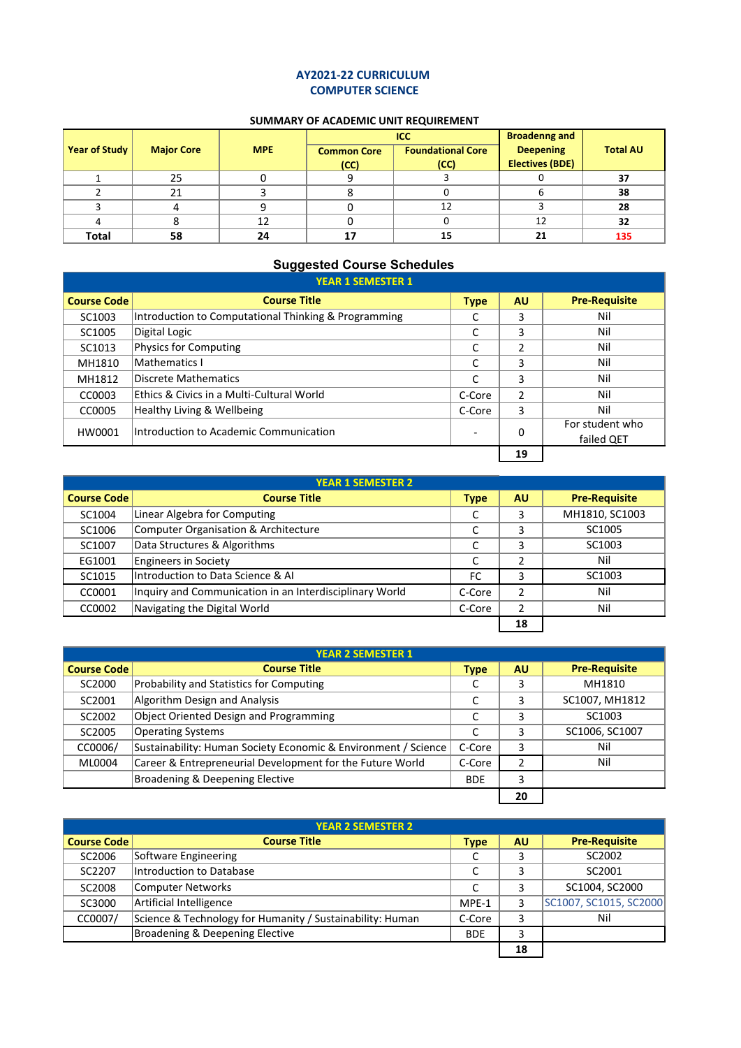# AY2021-22 CURRICULUM
# COMPUTER SCIENCE

## SUMMARY OF ACADEMIC UNIT REQUIREMENT

| Year of Study | Major Core | MPE | ICC | | Broadenng and Deepening Electives (BDE) | Total AU |
|---|---|---|---|---|---|---|
| | | | Common Core (CC) | Foundational Core (CC) | | |
| 1 | 25 | 0 | 9 | 3 | 0 | **37** |
| 2 | 21 | 3 | 8 | 0 | 6 | **38** |
| 3 | 4 | 9 | 0 | 12 | 3 | **28** |
| 4 | 8 | 12 | 0 | 0 | 12 | **32** |
| **Total** | **58** | **24** | **17** | **15** | **21** | **135** |

## Suggested Course Schedules

### YEAR 1 SEMESTER 1

| Course Code | Course Title | Type | AU | Pre-Requisite |
|---|---|---|---|---|
| SC1003 | Introduction to Computational Thinking & Programming | C | 3 | Nil |
| SC1005 | Digital Logic | C | 3 | Nil |
| SC1013 | Physics for Computing | C | 2 | Nil |
| MH1810 | Mathematics I | C | 3 | Nil |
| MH1812 | Discrete Mathematics | C | 3 | Nil |
| CC0003 | Ethics & Civics in a Multi-Cultural World | C-Core | 2 | Nil |
| CC0005 | Healthy Living & Wellbeing | C-Core | 3 | Nil |
| HW0001 | Introduction to Academic Communication | - | 0 | For student who failed QET |
| | | | **19** | |

### YEAR 1 SEMESTER 2

| Course Code | Course Title | Type | AU | Pre-Requisite |
|---|---|---|---|---|
| SC1004 | Linear Algebra for Computing | C | 3 | MH1810, SC1003 |
| SC1006 | Computer Organisation & Architecture | C | 3 | SC1005 |
| SC1007 | Data Structures & Algorithms | C | 3 | SC1003 |
| EG1001 | Engineers in Society | C | 2 | Nil |
| SC1015 | Introduction to Data Science & AI | FC | 3 | SC1003 |
| CC0001 | Inquiry and Communication in an Interdisciplinary World | C-Core | 2 | Nil |
| CC0002 | Navigating the Digital World | C-Core | 2 | Nil |
| | | | **18** | |

### YEAR 2 SEMESTER 1

| Course Code | Course Title | Type | AU | Pre-Requisite |
|---|---|---|---|---|
| SC2000 | Probability and Statistics for Computing | C | 3 | MH1810 |
| SC2001 | Algorithm Design and Analysis | C | 3 | SC1007, MH1812 |
| SC2002 | Object Oriented Design and Programming | C | 3 | SC1003 |
| SC2005 | Operating Systems | C | 3 | SC1006, SC1007 |
| CC0006/ | Sustainability: Human Society Economic & Environment / Science | C-Core | 3 | Nil |
| ML0004 | Career & Entrepreneurial Development for the Future World | C-Core | 2 | Nil |
| | Broadening & Deepening Elective | BDE | 3 | |
| | | | **20** | |

### YEAR 2 SEMESTER 2

| Course Code | Course Title | Type | AU | Pre-Requisite |
|---|---|---|---|---|
| SC2006 | Software Engineering | C | 3 | SC2002 |
| SC2207 | Introduction to Database | C | 3 | SC2001 |
| SC2008 | Computer Networks | C | 3 | SC1004, SC2000 |
| SC3000 | Artificial Intelligence | MPE-1 | 3 | SC1007, SC1015, SC2000 |
| CC0007/ | Science & Technology for Humanity / Sustainability: Human | C-Core | 3 | Nil |
| | Broadening & Deepening Elective | BDE | 3 | |
| | | | **18** | |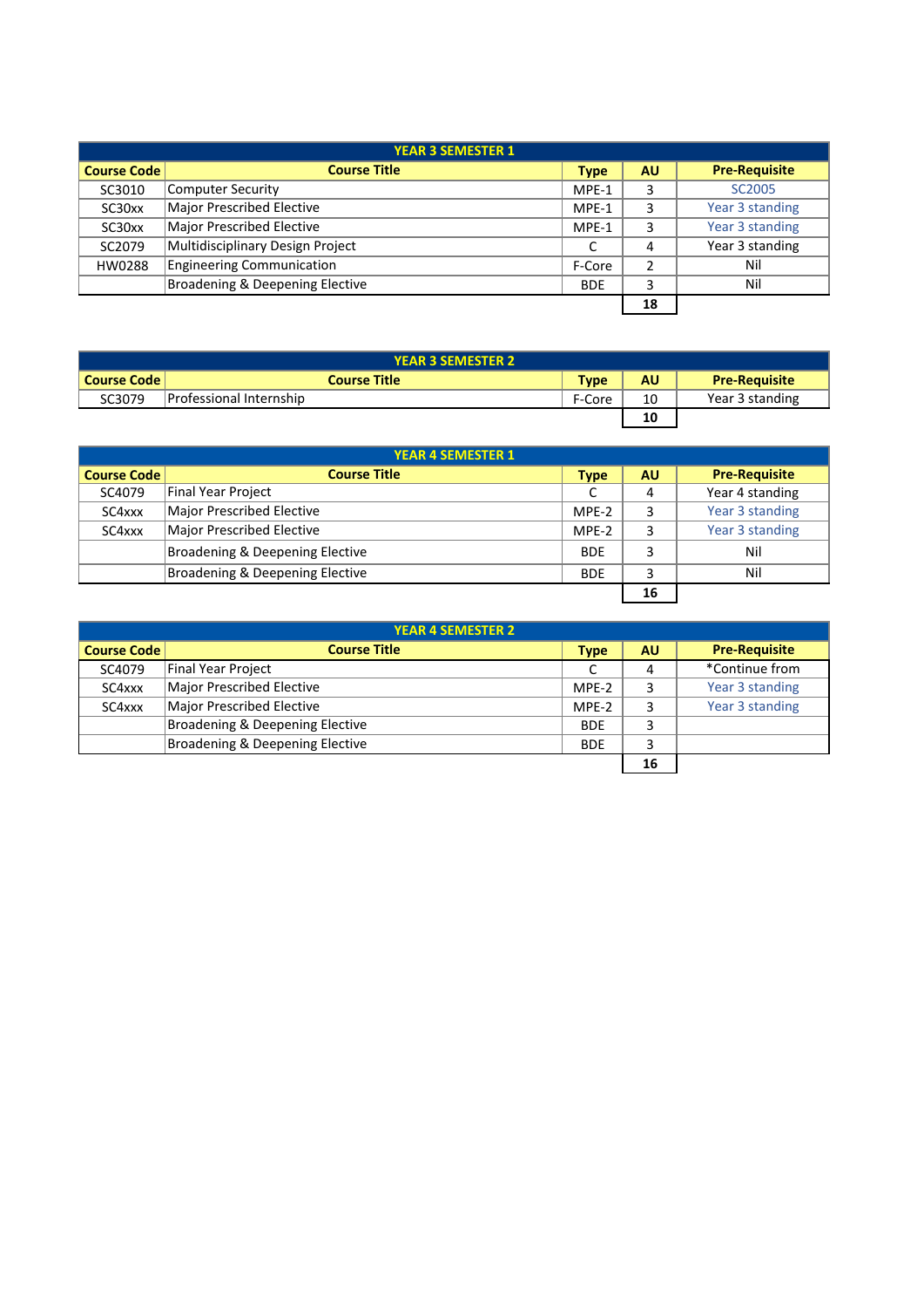| YEAR 3 SEMESTER 1 | | | | |
|---|---|---|---|---|
| **Course Code** | **Course Title** | **Type** | **AU** | **Pre-Requisite** |
| SC3010 | Computer Security | MPE-1 | 3 | SC2005 |
| SC30xx | Major Prescribed Elective | MPE-1 | 3 | Year 3 standing |
| SC30xx | Major Prescribed Elective | MPE-1 | 3 | Year 3 standing |
| SC2079 | Multidisciplinary Design Project | C | 4 | Year 3 standing |
| HW0288 | Engineering Communication | F-Core | 2 | Nil |
| | Broadening & Deepening Elective | BDE | 3 | Nil |
| | | | **18** | |

| YEAR 3 SEMESTER 2 | | | | |
|---|---|---|---|---|
| **Course Code** | **Course Title** | **Type** | **AU** | **Pre-Requisite** |
| SC3079 | Professional Internship | F-Core | 10 | Year 3 standing |
| | | | **10** | |

| YEAR 4 SEMESTER 1 | | | | |
|---|---|---|---|---|
| **Course Code** | **Course Title** | **Type** | **AU** | **Pre-Requisite** |
| SC4079 | Final Year Project | C | 4 | Year 4 standing |
| SC4xxx | Major Prescribed Elective | MPE-2 | 3 | Year 3 standing |
| SC4xxx | Major Prescribed Elective | MPE-2 | 3 | Year 3 standing |
| | Broadening & Deepening Elective | BDE | 3 | Nil |
| | Broadening & Deepening Elective | BDE | 3 | Nil |
| | | | **16** | |

| YEAR 4 SEMESTER 2 | | | | |
|---|---|---|---|---|
| **Course Code** | **Course Title** | **Type** | **AU** | **Pre-Requisite** |
| SC4079 | Final Year Project | C | 4 | *Continue from |
| SC4xxx | Major Prescribed Elective | MPE-2 | 3 | Year 3 standing |
| SC4xxx | Major Prescribed Elective | MPE-2 | 3 | Year 3 standing |
| | Broadening & Deepening Elective | BDE | 3 | |
| | Broadening & Deepening Elective | BDE | 3 | |
| | | | **16** | |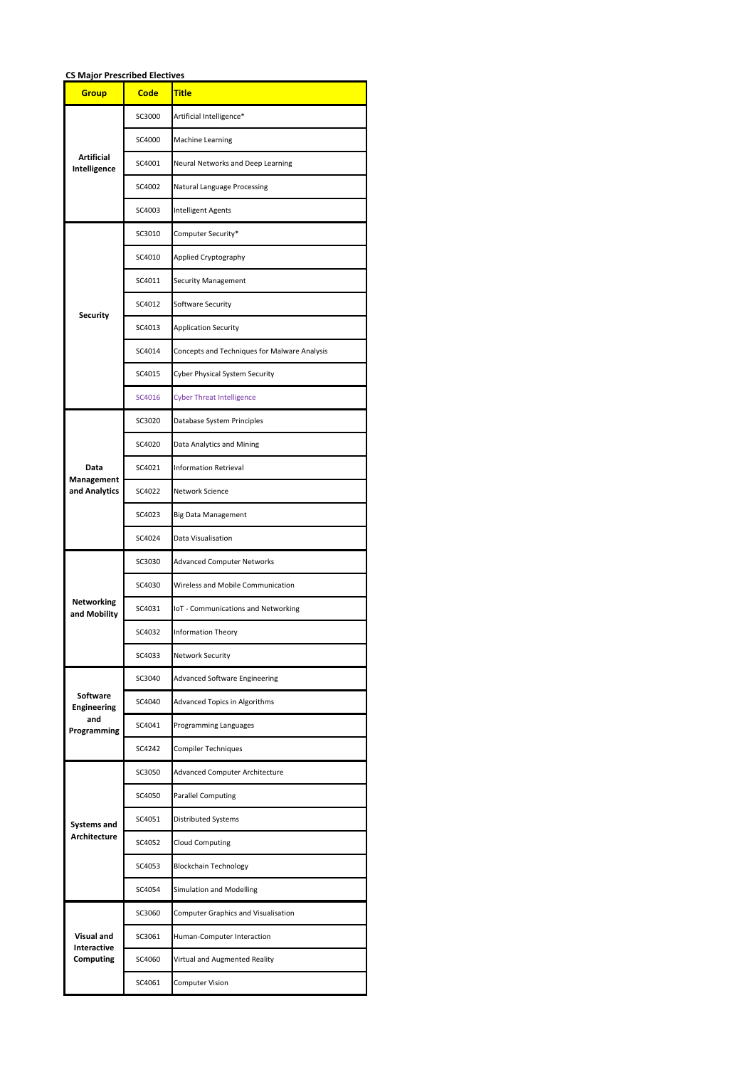**CS Major Prescribed Electives**

| Group | Code | Title |
|---|---|---|
| Artificial Intelligence | SC3000 | Artificial Intelligence* |
| | SC4000 | Machine Learning |
| | SC4001 | Neural Networks and Deep Learning |
| | SC4002 | Natural Language Processing |
| | SC4003 | Intelligent Agents |
| Security | SC3010 | Computer Security* |
| | SC4010 | Applied Cryptography |
| | SC4011 | Security Management |
| | SC4012 | Software Security |
| | SC4013 | Application Security |
| | SC4014 | Concepts and Techniques for Malware Analysis |
| | SC4015 | Cyber Physical System Security |
| | SC4016 | Cyber Threat Intelligence |
| Data Management and Analytics | SC3020 | Database System Principles |
| | SC4020 | Data Analytics and Mining |
| | SC4021 | Information Retrieval |
| | SC4022 | Network Science |
| | SC4023 | Big Data Management |
| | SC4024 | Data Visualisation |
| Networking and Mobility | SC3030 | Advanced Computer Networks |
| | SC4030 | Wireless and Mobile Communication |
| | SC4031 | IoT - Communications and Networking |
| | SC4032 | Information Theory |
| | SC4033 | Network Security |
| Software Engineering and Programming | SC3040 | Advanced Software Engineering |
| | SC4040 | Advanced Topics in Algorithms |
| | SC4041 | Programming Languages |
| | SC4242 | Compiler Techniques |
| Systems and Architecture | SC3050 | Advanced Computer Architecture |
| | SC4050 | Parallel Computing |
| | SC4051 | Distributed Systems |
| | SC4052 | Cloud Computing |
| | SC4053 | Blockchain Technology |
| | SC4054 | Simulation and Modelling |
| Visual and Interactive Computing | SC3060 | Computer Graphics and Visualisation |
| | SC3061 | Human-Computer Interaction |
| | SC4060 | Virtual and Augmented Reality |
| | SC4061 | Computer Vision |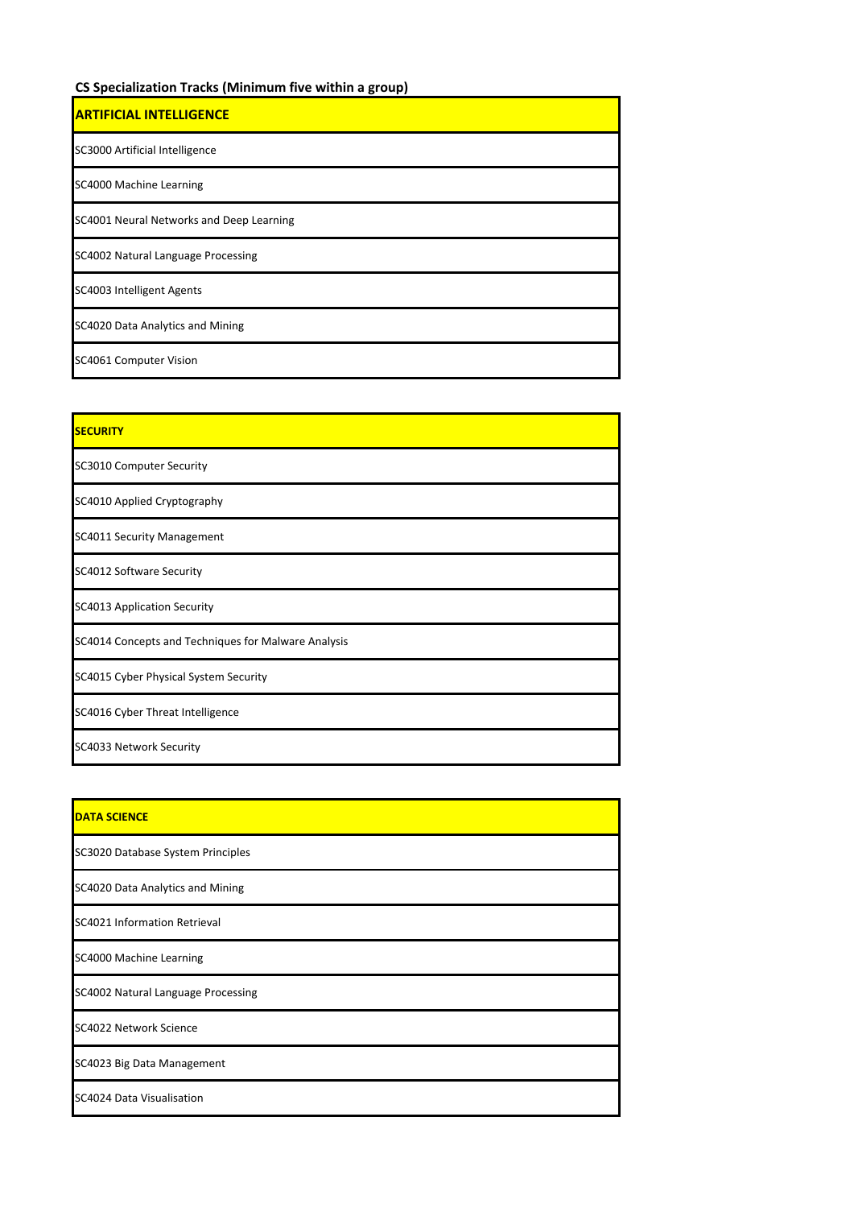**CS Specialization Tracks (Minimum five within a group)**

| **ARTIFICIAL INTELLIGENCE** |
|---|
| SC3000 Artificial Intelligence |
| SC4000 Machine Learning |
| SC4001 Neural Networks and Deep Learning |
| SC4002 Natural Language Processing |
| SC4003 Intelligent Agents |
| SC4020 Data Analytics and Mining |
| SC4061 Computer Vision |

| **SECURITY** |
|---|
| SC3010 Computer Security |
| SC4010 Applied Cryptography |
| SC4011 Security Management |
| SC4012 Software Security |
| SC4013 Application Security |
| SC4014 Concepts and Techniques for Malware Analysis |
| SC4015 Cyber Physical System Security |
| SC4016 Cyber Threat Intelligence |
| SC4033 Network Security |

| **DATA SCIENCE** |
|---|
| SC3020 Database System Principles |
| SC4020 Data Analytics and Mining |
| SC4021 Information Retrieval |
| SC4000 Machine Learning |
| SC4002 Natural Language Processing |
| SC4022 Network Science |
| SC4023 Big Data Management |
| SC4024 Data Visualisation |